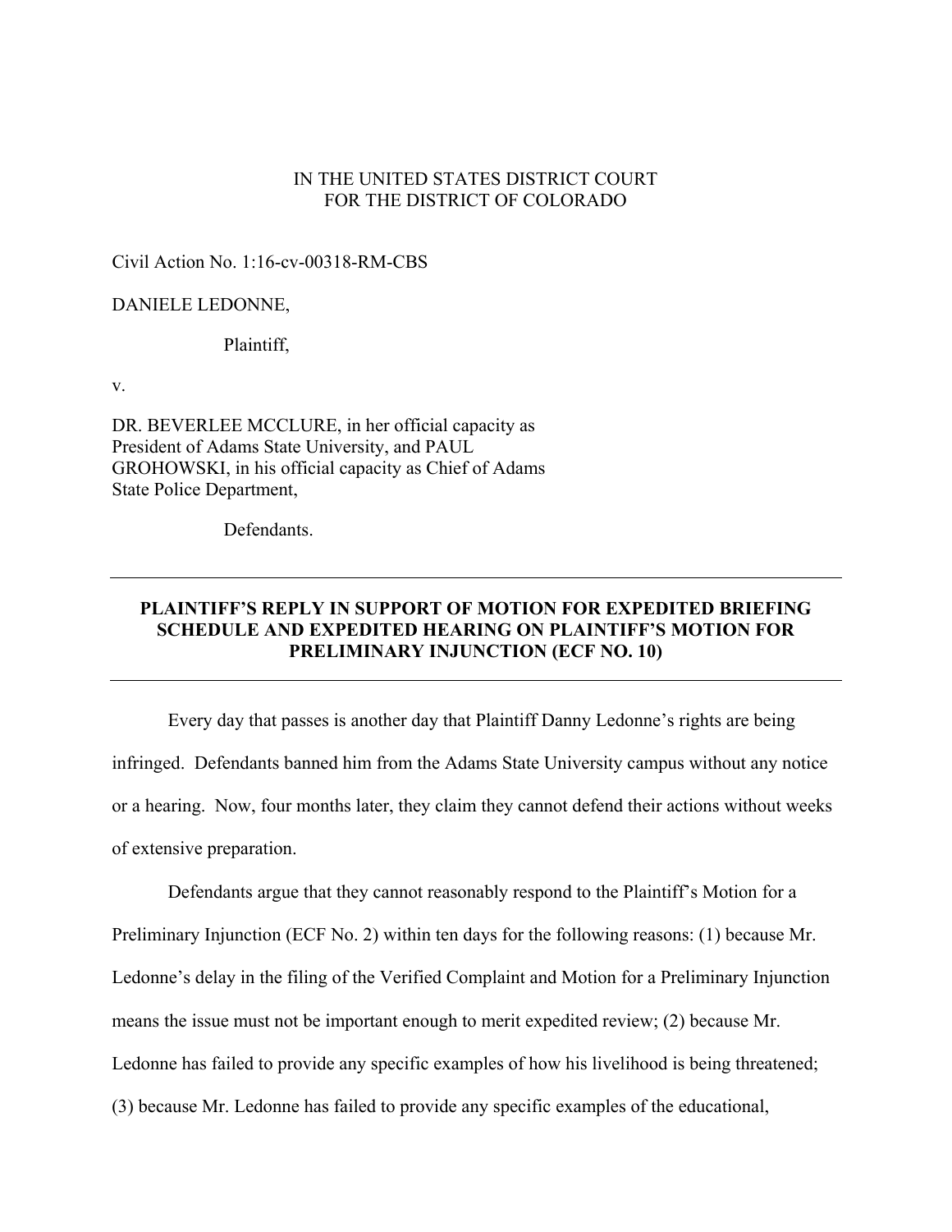IN THE UNITED STATES DISTRICT COURT
FOR THE DISTRICT OF COLORADO

Civil Action No. 1:16-cv-00318-RM-CBS

DANIELE LEDONNE,

Plaintiff,

v.

DR. BEVERLEE MCCLURE, in her official capacity as President of Adams State University, and PAUL GROHOWSKI, in his official capacity as Chief of Adams State Police Department,

Defendants.

---

**PLAINTIFF'S REPLY IN SUPPORT OF MOTION FOR EXPEDITED BRIEFING SCHEDULE AND EXPEDITED HEARING ON PLAINTIFF'S MOTION FOR PRELIMINARY INJUNCTION (ECF NO. 10)**

---

Every day that passes is another day that Plaintiff Danny Ledonne's rights are being infringed. Defendants banned him from the Adams State University campus without any notice or a hearing. Now, four months later, they claim they cannot defend their actions without weeks of extensive preparation.

Defendants argue that they cannot reasonably respond to the Plaintiff's Motion for a Preliminary Injunction (ECF No. 2) within ten days for the following reasons: (1) because Mr. Ledonne's delay in the filing of the Verified Complaint and Motion for a Preliminary Injunction means the issue must not be important enough to merit expedited review; (2) because Mr. Ledonne has failed to provide any specific examples of how his livelihood is being threatened; (3) because Mr. Ledonne has failed to provide any specific examples of the educational,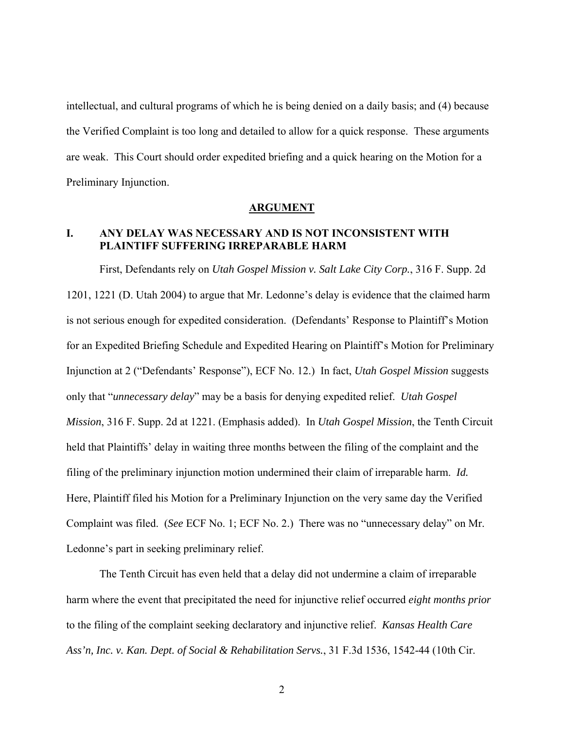intellectual, and cultural programs of which he is being denied on a daily basis; and (4) because the Verified Complaint is too long and detailed to allow for a quick response. These arguments are weak. This Court should order expedited briefing and a quick hearing on the Motion for a Preliminary Injunction.

## ARGUMENT

### I. ANY DELAY WAS NECESSARY AND IS NOT INCONSISTENT WITH PLAINTIFF SUFFERING IRREPARABLE HARM

First, Defendants rely on *Utah Gospel Mission v. Salt Lake City Corp.*, 316 F. Supp. 2d 1201, 1221 (D. Utah 2004) to argue that Mr. Ledonne's delay is evidence that the claimed harm is not serious enough for expedited consideration. (Defendants' Response to Plaintiff's Motion for an Expedited Briefing Schedule and Expedited Hearing on Plaintiff's Motion for Preliminary Injunction at 2 ("Defendants' Response"), ECF No. 12.) In fact, *Utah Gospel Mission* suggests only that "*unnecessary delay*" may be a basis for denying expedited relief. *Utah Gospel Mission*, 316 F. Supp. 2d at 1221. (Emphasis added). In *Utah Gospel Mission*, the Tenth Circuit held that Plaintiffs' delay in waiting three months between the filing of the complaint and the filing of the preliminary injunction motion undermined their claim of irreparable harm. *Id.* Here, Plaintiff filed his Motion for a Preliminary Injunction on the very same day the Verified Complaint was filed. (*See* ECF No. 1; ECF No. 2.) There was no "unnecessary delay" on Mr. Ledonne's part in seeking preliminary relief.

The Tenth Circuit has even held that a delay did not undermine a claim of irreparable harm where the event that precipitated the need for injunctive relief occurred *eight months prior* to the filing of the complaint seeking declaratory and injunctive relief. *Kansas Health Care Ass'n, Inc. v. Kan. Dept. of Social & Rehabilitation Servs.*, 31 F.3d 1536, 1542-44 (10th Cir.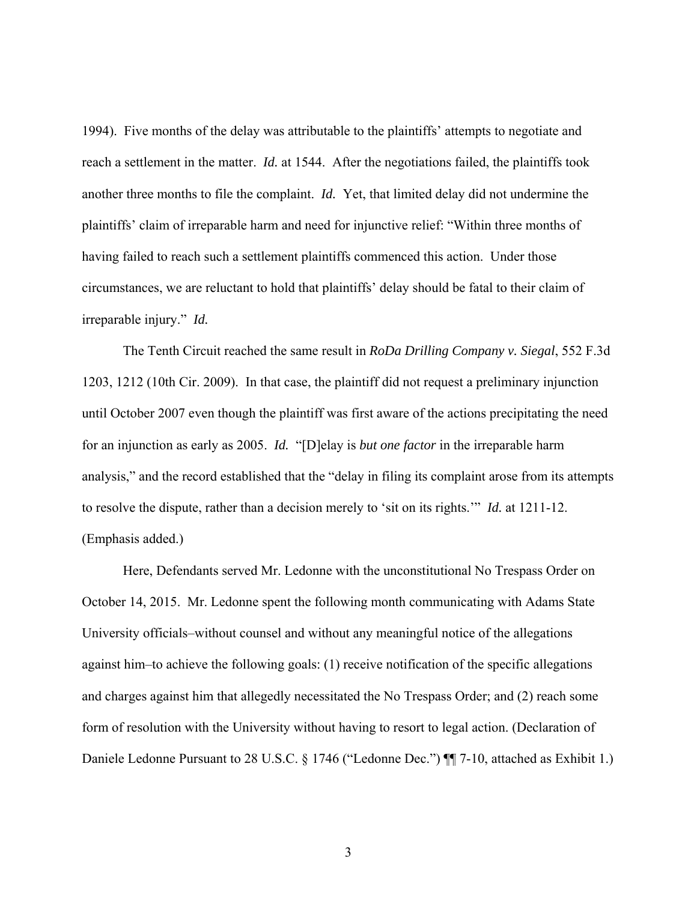1994). Five months of the delay was attributable to the plaintiffs' attempts to negotiate and reach a settlement in the matter. *Id.* at 1544. After the negotiations failed, the plaintiffs took another three months to file the complaint. *Id.* Yet, that limited delay did not undermine the plaintiffs' claim of irreparable harm and need for injunctive relief: "Within three months of having failed to reach such a settlement plaintiffs commenced this action. Under those circumstances, we are reluctant to hold that plaintiffs' delay should be fatal to their claim of irreparable injury." *Id.*

The Tenth Circuit reached the same result in *RoDa Drilling Company v. Siegal*, 552 F.3d 1203, 1212 (10th Cir. 2009). In that case, the plaintiff did not request a preliminary injunction until October 2007 even though the plaintiff was first aware of the actions precipitating the need for an injunction as early as 2005. *Id.* "[D]elay is *but one factor* in the irreparable harm analysis," and the record established that the "delay in filing its complaint arose from its attempts to resolve the dispute, rather than a decision merely to 'sit on its rights.'" *Id.* at 1211-12. (Emphasis added.)

Here, Defendants served Mr. Ledonne with the unconstitutional No Trespass Order on October 14, 2015. Mr. Ledonne spent the following month communicating with Adams State University officials–without counsel and without any meaningful notice of the allegations against him–to achieve the following goals: (1) receive notification of the specific allegations and charges against him that allegedly necessitated the No Trespass Order; and (2) reach some form of resolution with the University without having to resort to legal action. (Declaration of Daniele Ledonne Pursuant to 28 U.S.C. § 1746 ("Ledonne Dec.") ¶¶ 7-10, attached as Exhibit 1.)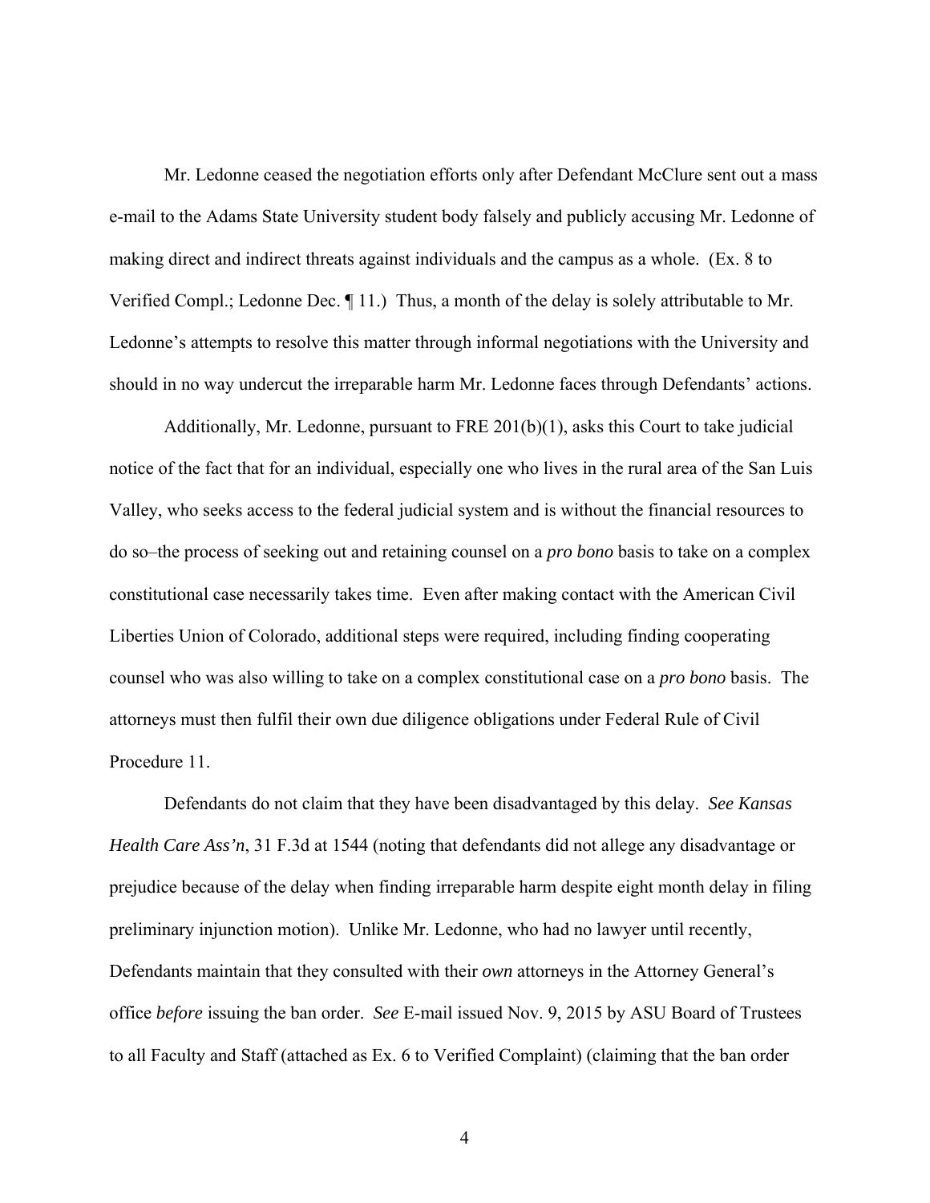Mr. Ledonne ceased the negotiation efforts only after Defendant McClure sent out a mass e-mail to the Adams State University student body falsely and publicly accusing Mr. Ledonne of making direct and indirect threats against individuals and the campus as a whole. (Ex. 8 to Verified Compl.; Ledonne Dec. ¶ 11.) Thus, a month of the delay is solely attributable to Mr. Ledonne's attempts to resolve this matter through informal negotiations with the University and should in no way undercut the irreparable harm Mr. Ledonne faces through Defendants' actions.

Additionally, Mr. Ledonne, pursuant to FRE 201(b)(1), asks this Court to take judicial notice of the fact that for an individual, especially one who lives in the rural area of the San Luis Valley, who seeks access to the federal judicial system and is without the financial resources to do so–the process of seeking out and retaining counsel on a *pro bono* basis to take on a complex constitutional case necessarily takes time. Even after making contact with the American Civil Liberties Union of Colorado, additional steps were required, including finding cooperating counsel who was also willing to take on a complex constitutional case on a *pro bono* basis. The attorneys must then fulfil their own due diligence obligations under Federal Rule of Civil Procedure 11.

Defendants do not claim that they have been disadvantaged by this delay. *See Kansas Health Care Ass'n*, 31 F.3d at 1544 (noting that defendants did not allege any disadvantage or prejudice because of the delay when finding irreparable harm despite eight month delay in filing preliminary injunction motion). Unlike Mr. Ledonne, who had no lawyer until recently, Defendants maintain that they consulted with their *own* attorneys in the Attorney General's office *before* issuing the ban order. *See* E-mail issued Nov. 9, 2015 by ASU Board of Trustees to all Faculty and Staff (attached as Ex. 6 to Verified Complaint) (claiming that the ban order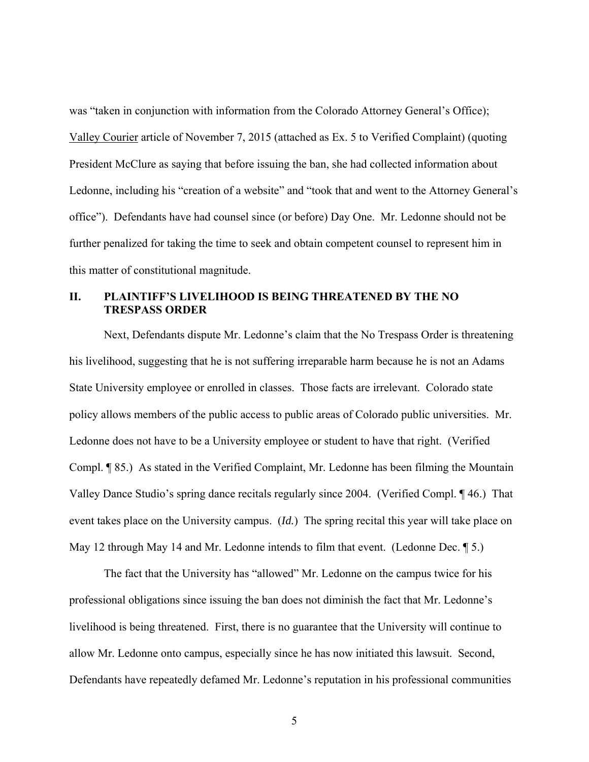was "taken in conjunction with information from the Colorado Attorney General's Office); Valley Courier article of November 7, 2015 (attached as Ex. 5 to Verified Complaint) (quoting President McClure as saying that before issuing the ban, she had collected information about Ledonne, including his "creation of a website" and "took that and went to the Attorney General's office"). Defendants have had counsel since (or before) Day One. Mr. Ledonne should not be further penalized for taking the time to seek and obtain competent counsel to represent him in this matter of constitutional magnitude.

## II. PLAINTIFF'S LIVELIHOOD IS BEING THREATENED BY THE NO TRESPASS ORDER

Next, Defendants dispute Mr. Ledonne's claim that the No Trespass Order is threatening his livelihood, suggesting that he is not suffering irreparable harm because he is not an Adams State University employee or enrolled in classes. Those facts are irrelevant. Colorado state policy allows members of the public access to public areas of Colorado public universities. Mr. Ledonne does not have to be a University employee or student to have that right. (Verified Compl. ¶ 85.) As stated in the Verified Complaint, Mr. Ledonne has been filming the Mountain Valley Dance Studio's spring dance recitals regularly since 2004. (Verified Compl. ¶ 46.) That event takes place on the University campus. (*Id.*) The spring recital this year will take place on May 12 through May 14 and Mr. Ledonne intends to film that event. (Ledonne Dec. ¶ 5.)

The fact that the University has "allowed" Mr. Ledonne on the campus twice for his professional obligations since issuing the ban does not diminish the fact that Mr. Ledonne's livelihood is being threatened. First, there is no guarantee that the University will continue to allow Mr. Ledonne onto campus, especially since he has now initiated this lawsuit. Second, Defendants have repeatedly defamed Mr. Ledonne's reputation in his professional communities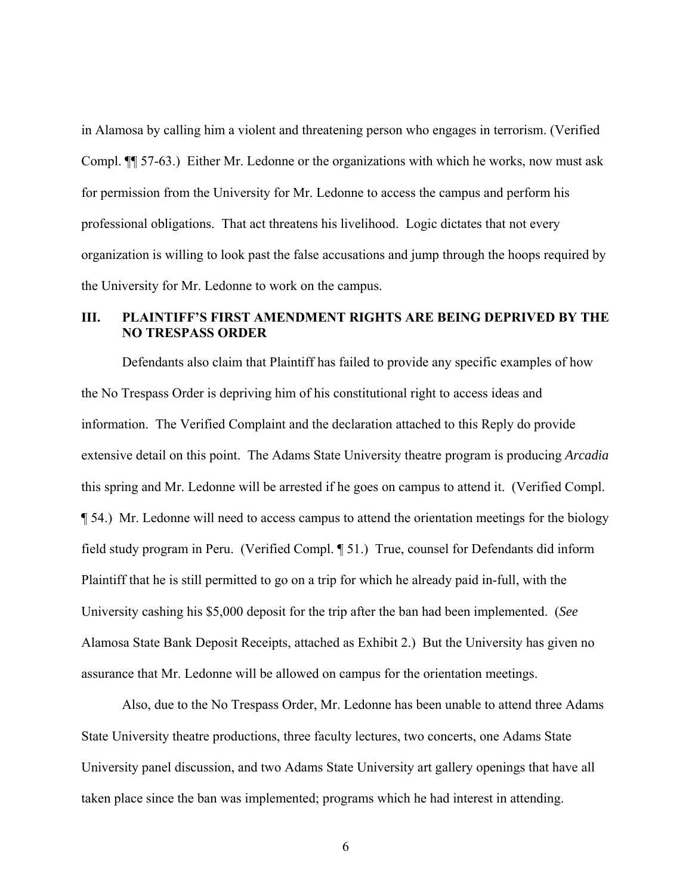in Alamosa by calling him a violent and threatening person who engages in terrorism. (Verified Compl. ¶¶ 57-63.) Either Mr. Ledonne or the organizations with which he works, now must ask for permission from the University for Mr. Ledonne to access the campus and perform his professional obligations. That act threatens his livelihood. Logic dictates that not every organization is willing to look past the false accusations and jump through the hoops required by the University for Mr. Ledonne to work on the campus.

## III. PLAINTIFF'S FIRST AMENDMENT RIGHTS ARE BEING DEPRIVED BY THE NO TRESPASS ORDER

Defendants also claim that Plaintiff has failed to provide any specific examples of how the No Trespass Order is depriving him of his constitutional right to access ideas and information. The Verified Complaint and the declaration attached to this Reply do provide extensive detail on this point. The Adams State University theatre program is producing *Arcadia* this spring and Mr. Ledonne will be arrested if he goes on campus to attend it. (Verified Compl. ¶ 54.) Mr. Ledonne will need to access campus to attend the orientation meetings for the biology field study program in Peru. (Verified Compl. ¶ 51.) True, counsel for Defendants did inform Plaintiff that he is still permitted to go on a trip for which he already paid in-full, with the University cashing his $5,000 deposit for the trip after the ban had been implemented. (*See* Alamosa State Bank Deposit Receipts, attached as Exhibit 2.) But the University has given no assurance that Mr. Ledonne will be allowed on campus for the orientation meetings.

Also, due to the No Trespass Order, Mr. Ledonne has been unable to attend three Adams State University theatre productions, three faculty lectures, two concerts, one Adams State University panel discussion, and two Adams State University art gallery openings that have all taken place since the ban was implemented; programs which he had interest in attending.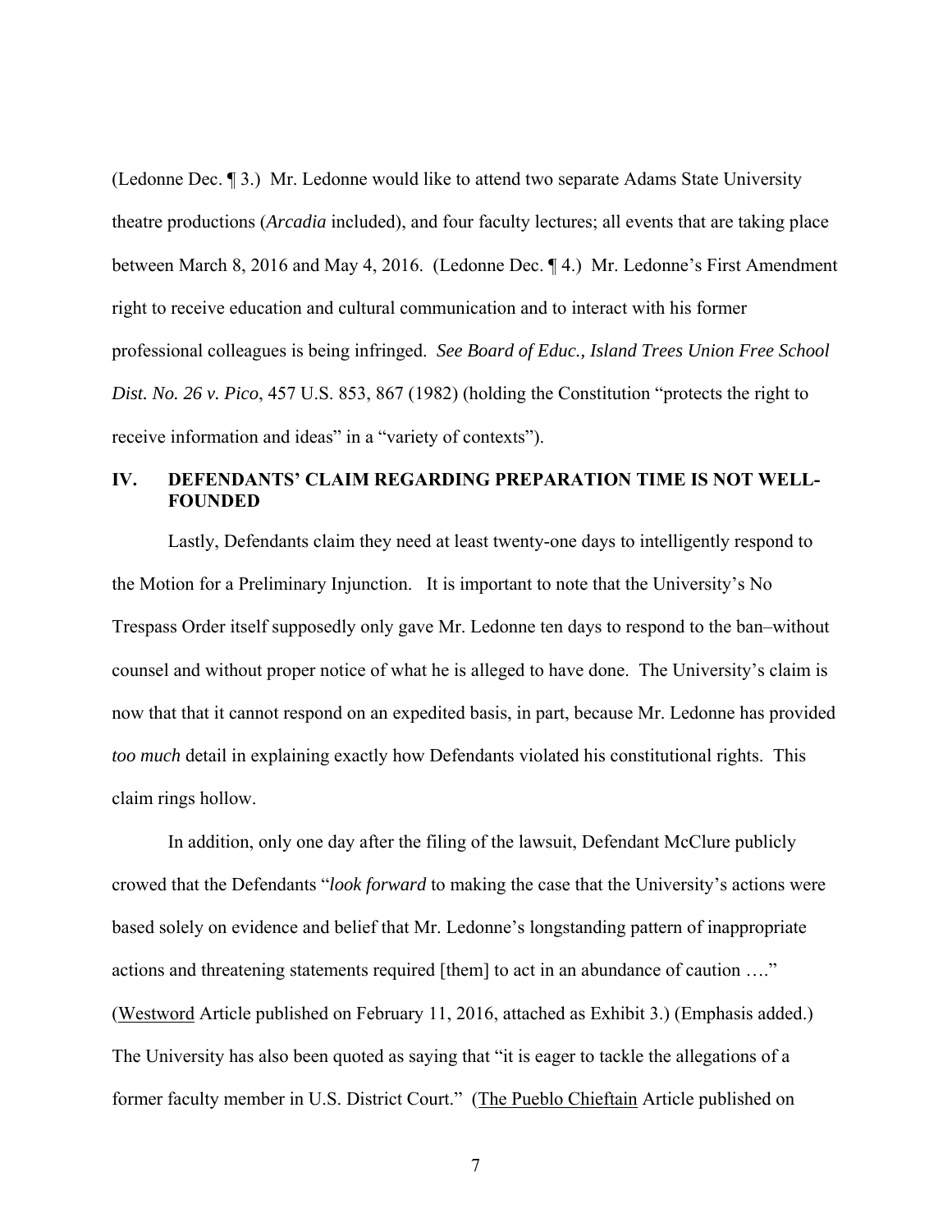(Ledonne Dec. ¶ 3.) Mr. Ledonne would like to attend two separate Adams State University theatre productions (*Arcadia* included), and four faculty lectures; all events that are taking place between March 8, 2016 and May 4, 2016. (Ledonne Dec. ¶ 4.) Mr. Ledonne's First Amendment right to receive education and cultural communication and to interact with his former professional colleagues is being infringed. *See Board of Educ., Island Trees Union Free School Dist. No. 26 v. Pico*, 457 U.S. 853, 867 (1982) (holding the Constitution "protects the right to receive information and ideas" in a "variety of contexts").

## IV. DEFENDANTS' CLAIM REGARDING PREPARATION TIME IS NOT WELL-FOUNDED

Lastly, Defendants claim they need at least twenty-one days to intelligently respond to the Motion for a Preliminary Injunction. It is important to note that the University's No Trespass Order itself supposedly only gave Mr. Ledonne ten days to respond to the ban–without counsel and without proper notice of what he is alleged to have done. The University's claim is now that that it cannot respond on an expedited basis, in part, because Mr. Ledonne has provided *too much* detail in explaining exactly how Defendants violated his constitutional rights. This claim rings hollow.

In addition, only one day after the filing of the lawsuit, Defendant McClure publicly crowed that the Defendants "*look forward* to making the case that the University's actions were based solely on evidence and belief that Mr. Ledonne's longstanding pattern of inappropriate actions and threatening statements required [them] to act in an abundance of caution …." (Westword Article published on February 11, 2016, attached as Exhibit 3.) (Emphasis added.) The University has also been quoted as saying that "it is eager to tackle the allegations of a former faculty member in U.S. District Court." (The Pueblo Chieftain Article published on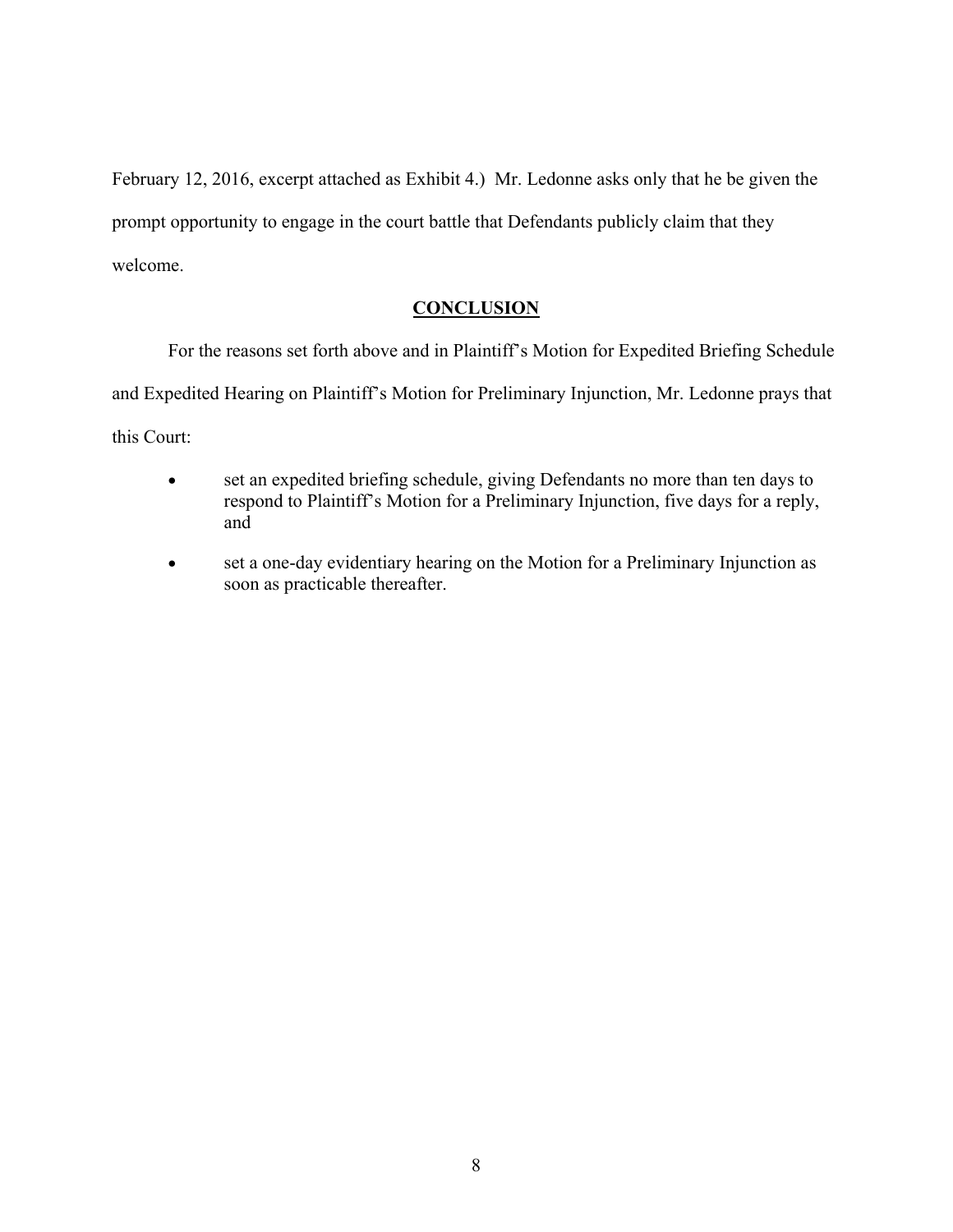February 12, 2016, excerpt attached as Exhibit 4.) Mr. Ledonne asks only that he be given the prompt opportunity to engage in the court battle that Defendants publicly claim that they welcome.

## CONCLUSION

For the reasons set forth above and in Plaintiff's Motion for Expedited Briefing Schedule and Expedited Hearing on Plaintiff's Motion for Preliminary Injunction, Mr. Ledonne prays that this Court:

- set an expedited briefing schedule, giving Defendants no more than ten days to respond to Plaintiff's Motion for a Preliminary Injunction, five days for a reply, and
- set a one-day evidentiary hearing on the Motion for a Preliminary Injunction as soon as practicable thereafter.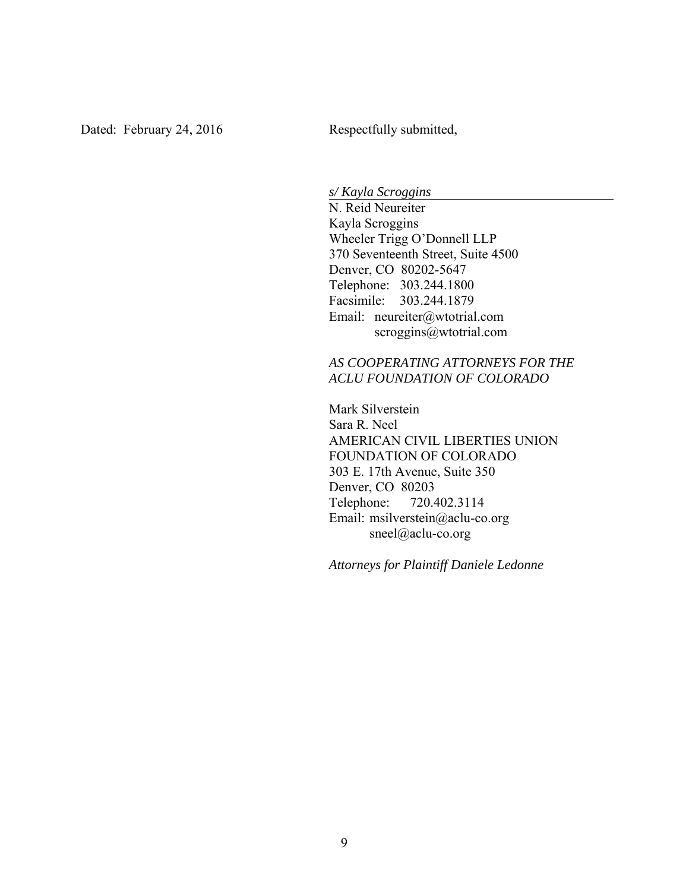Dated: February 24, 2016

Respectfully submitted,

*s/ Kayla Scroggins*
N. Reid Neureiter
Kayla Scroggins
Wheeler Trigg O'Donnell LLP
370 Seventeenth Street, Suite 4500
Denver, CO 80202-5647
Telephone: 303.244.1800
Facsimile: 303.244.1879
Email: neureiter@wtotrial.com
scroggins@wtotrial.com

*AS COOPERATING ATTORNEYS FOR THE ACLU FOUNDATION OF COLORADO*

Mark Silverstein
Sara R. Neel
AMERICAN CIVIL LIBERTIES UNION FOUNDATION OF COLORADO
303 E. 17th Avenue, Suite 350
Denver, CO 80203
Telephone: 720.402.3114
Email: msilverstein@aclu-co.org
sneel@aclu-co.org

*Attorneys for Plaintiff Daniele Ledonne*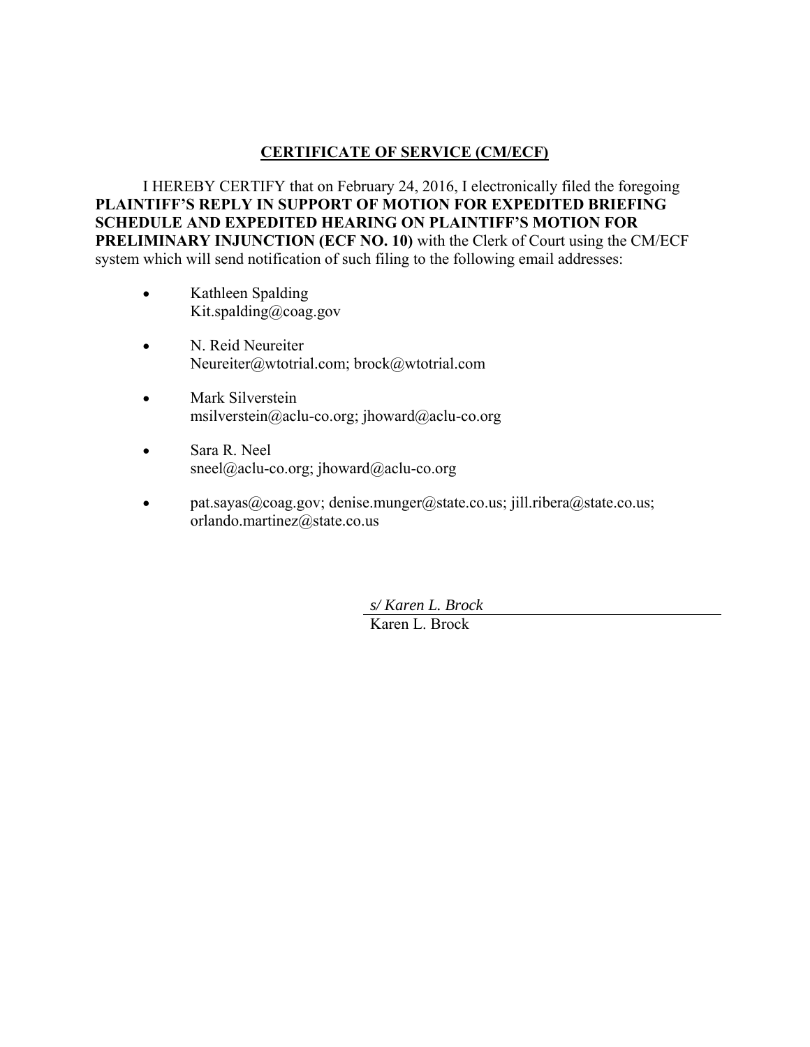## CERTIFICATE OF SERVICE (CM/ECF)

I HEREBY CERTIFY that on February 24, 2016, I electronically filed the foregoing **PLAINTIFF'S REPLY IN SUPPORT OF MOTION FOR EXPEDITED BRIEFING SCHEDULE AND EXPEDITED HEARING ON PLAINTIFF'S MOTION FOR PRELIMINARY INJUNCTION (ECF NO. 10)** with the Clerk of Court using the CM/ECF system which will send notification of such filing to the following email addresses:

- Kathleen Spalding
  Kit.spalding@coag.gov

- N. Reid Neureiter
  Neureiter@wtotrial.com; brock@wtotrial.com

- Mark Silverstein
  msilverstein@aclu-co.org; jhoward@aclu-co.org

- Sara R. Neel
  sneel@aclu-co.org; jhoward@aclu-co.org

- pat.sayas@coag.gov; denise.munger@state.co.us; jill.ribera@state.co.us; orlando.martinez@state.co.us

*s/ Karen L. Brock*
Karen L. Brock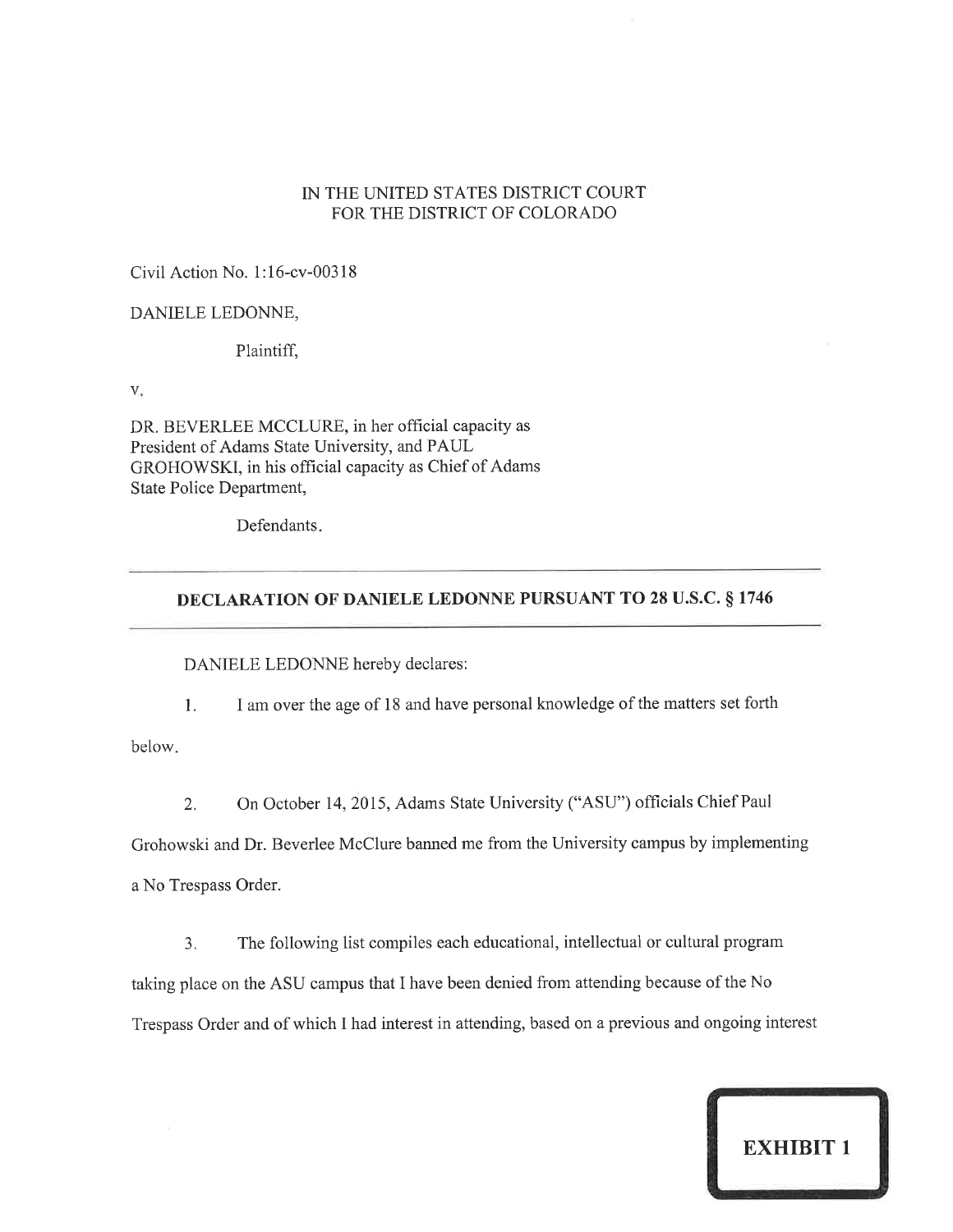IN THE UNITED STATES DISTRICT COURT
FOR THE DISTRICT OF COLORADO

Civil Action No. 1:16-cv-00318

DANIELE LEDONNE,

Plaintiff,

v.

DR. BEVERLEE MCCLURE, in her official capacity as President of Adams State University, and PAUL GROHOWSKI, in his official capacity as Chief of Adams State Police Department,

Defendants.

---

**DECLARATION OF DANIELE LEDONNE PURSUANT TO 28 U.S.C. § 1746**

---

DANIELE LEDONNE hereby declares:

1. I am over the age of 18 and have personal knowledge of the matters set forth below.

2. On October 14, 2015, Adams State University ("ASU") officials Chief Paul Grohowski and Dr. Beverlee McClure banned me from the University campus by implementing a No Trespass Order.

3. The following list compiles each educational, intellectual or cultural program taking place on the ASU campus that I have been denied from attending because of the No Trespass Order and of which I had interest in attending, based on a previous and ongoing interest

**EXHIBIT 1**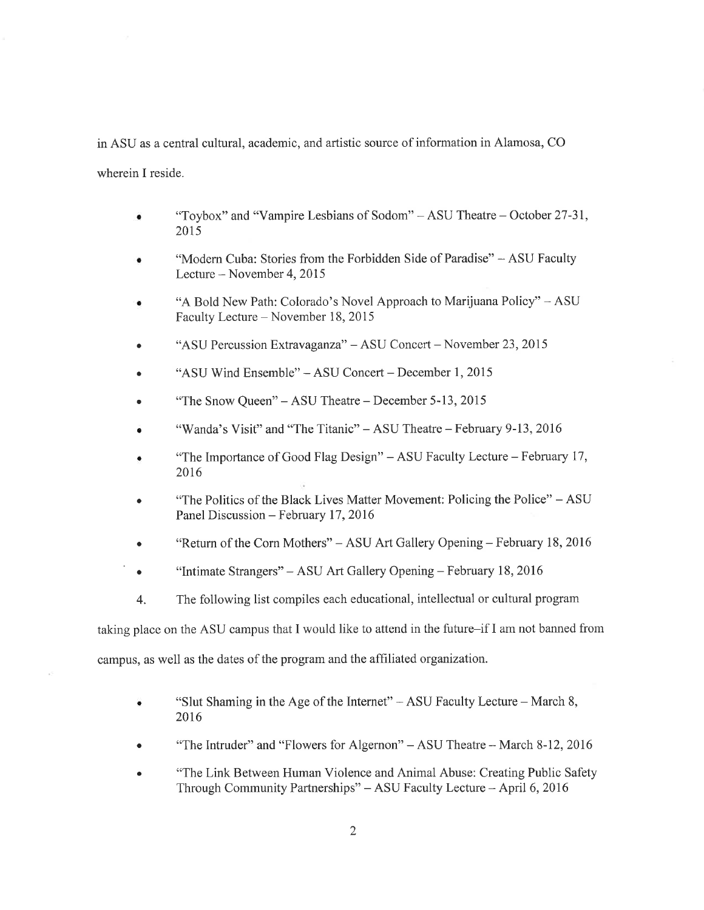in ASU as a central cultural, academic, and artistic source of information in Alamosa, CO wherein I reside.

- "Toybox" and "Vampire Lesbians of Sodom" – ASU Theatre – October 27-31, 2015
- "Modern Cuba: Stories from the Forbidden Side of Paradise" – ASU Faculty Lecture – November 4, 2015
- "A Bold New Path: Colorado's Novel Approach to Marijuana Policy" – ASU Faculty Lecture – November 18, 2015
- "ASU Percussion Extravaganza" – ASU Concert – November 23, 2015
- "ASU Wind Ensemble" – ASU Concert – December 1, 2015
- "The Snow Queen" – ASU Theatre – December 5-13, 2015
- "Wanda's Visit" and "The Titanic" – ASU Theatre – February 9-13, 2016
- "The Importance of Good Flag Design" – ASU Faculty Lecture – February 17, 2016
- "The Politics of the Black Lives Matter Movement: Policing the Police" – ASU Panel Discussion – February 17, 2016
- "Return of the Corn Mothers" – ASU Art Gallery Opening – February 18, 2016
- "Intimate Strangers" – ASU Art Gallery Opening – February 18, 2016

4. The following list compiles each educational, intellectual or cultural program taking place on the ASU campus that I would like to attend in the future–if I am not banned from campus, as well as the dates of the program and the affiliated organization.

- "Slut Shaming in the Age of the Internet" – ASU Faculty Lecture – March 8, 2016
- "The Intruder" and "Flowers for Algernon" – ASU Theatre – March 8-12, 2016
- "The Link Between Human Violence and Animal Abuse: Creating Public Safety Through Community Partnerships" – ASU Faculty Lecture – April 6, 2016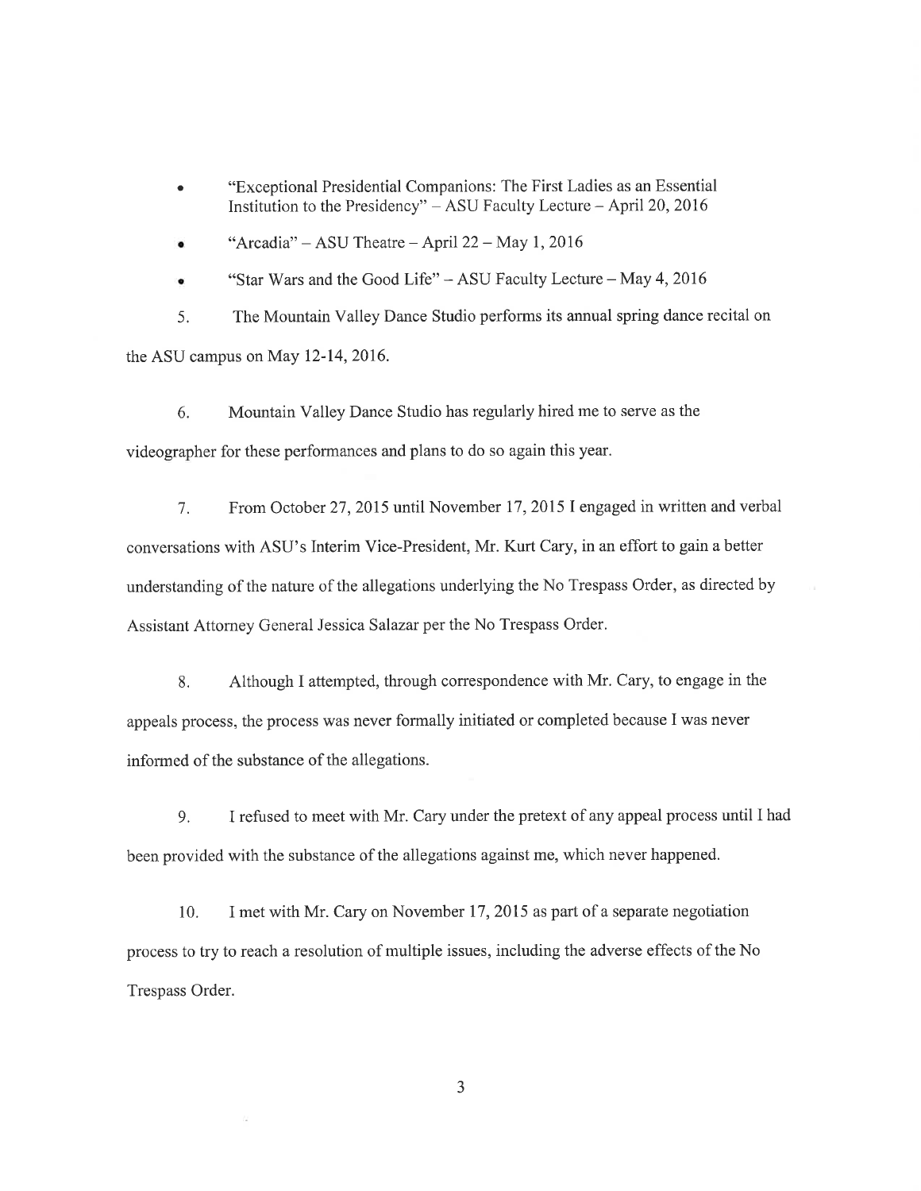- "Exceptional Presidential Companions: The First Ladies as an Essential Institution to the Presidency" – ASU Faculty Lecture – April 20, 2016
- "Arcadia" – ASU Theatre – April 22 – May 1, 2016
- "Star Wars and the Good Life" – ASU Faculty Lecture – May 4, 2016

5. The Mountain Valley Dance Studio performs its annual spring dance recital on the ASU campus on May 12-14, 2016.

6. Mountain Valley Dance Studio has regularly hired me to serve as the videographer for these performances and plans to do so again this year.

7. From October 27, 2015 until November 17, 2015 I engaged in written and verbal conversations with ASU's Interim Vice-President, Mr. Kurt Cary, in an effort to gain a better understanding of the nature of the allegations underlying the No Trespass Order, as directed by Assistant Attorney General Jessica Salazar per the No Trespass Order.

8. Although I attempted, through correspondence with Mr. Cary, to engage in the appeals process, the process was never formally initiated or completed because I was never informed of the substance of the allegations.

9. I refused to meet with Mr. Cary under the pretext of any appeal process until I had been provided with the substance of the allegations against me, which never happened.

10. I met with Mr. Cary on November 17, 2015 as part of a separate negotiation process to try to reach a resolution of multiple issues, including the adverse effects of the No Trespass Order.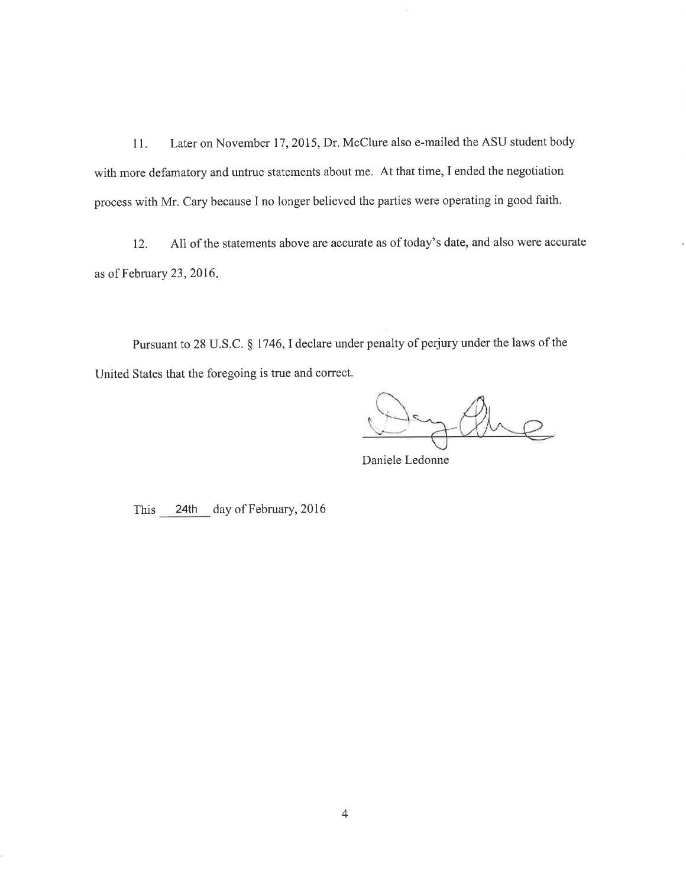11. Later on November 17, 2015, Dr. McClure also e-mailed the ASU student body with more defamatory and untrue statements about me. At that time, I ended the negotiation process with Mr. Cary because I no longer believed the parties were operating in good faith.

12. All of the statements above are accurate as of today's date, and also were accurate as of February 23, 2016.

Pursuant to 28 U.S.C. § 1746, I declare under penalty of perjury under the laws of the United States that the foregoing is true and correct.

Daniele Ledonne

This 24th day of February, 2016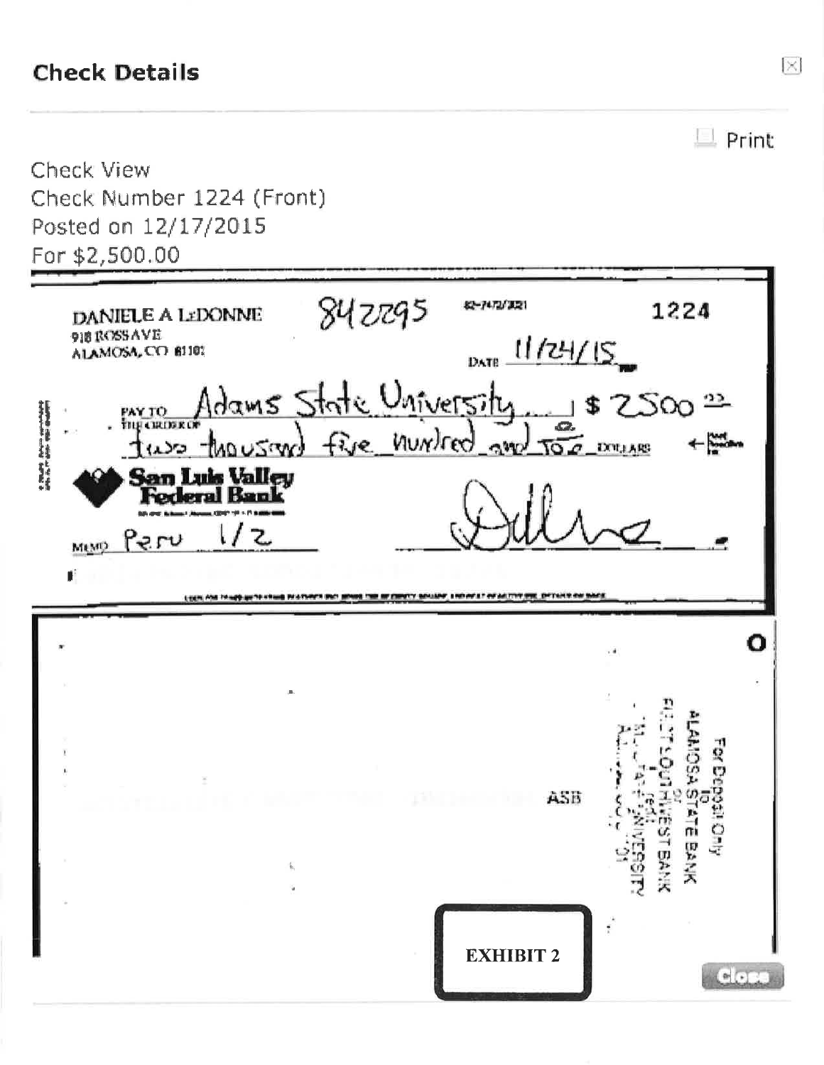## Check Details

Print

Check View
Check Number 1224 (Front)
Posted on 12/17/2015
For $2,500.00

DANIELE A LEDONNE
918 ROSS AVE
ALAMOSA, CO 81101

842295

82-7472/3021

1224

DATE 11/24/15

PAY TO THE ORDER OF Adams State University $ 2500 00

two thousand five hundred and 00/00 DOLLARS

San Luis Valley Federal Bank

MEMO Peru 1/2

For Deposit Only
to
ALAMOSA STATE BANK
FIRST SOUTHWEST BANK
ADAMS STATE UNIVERSITY

ASB

EXHIBIT 2

Close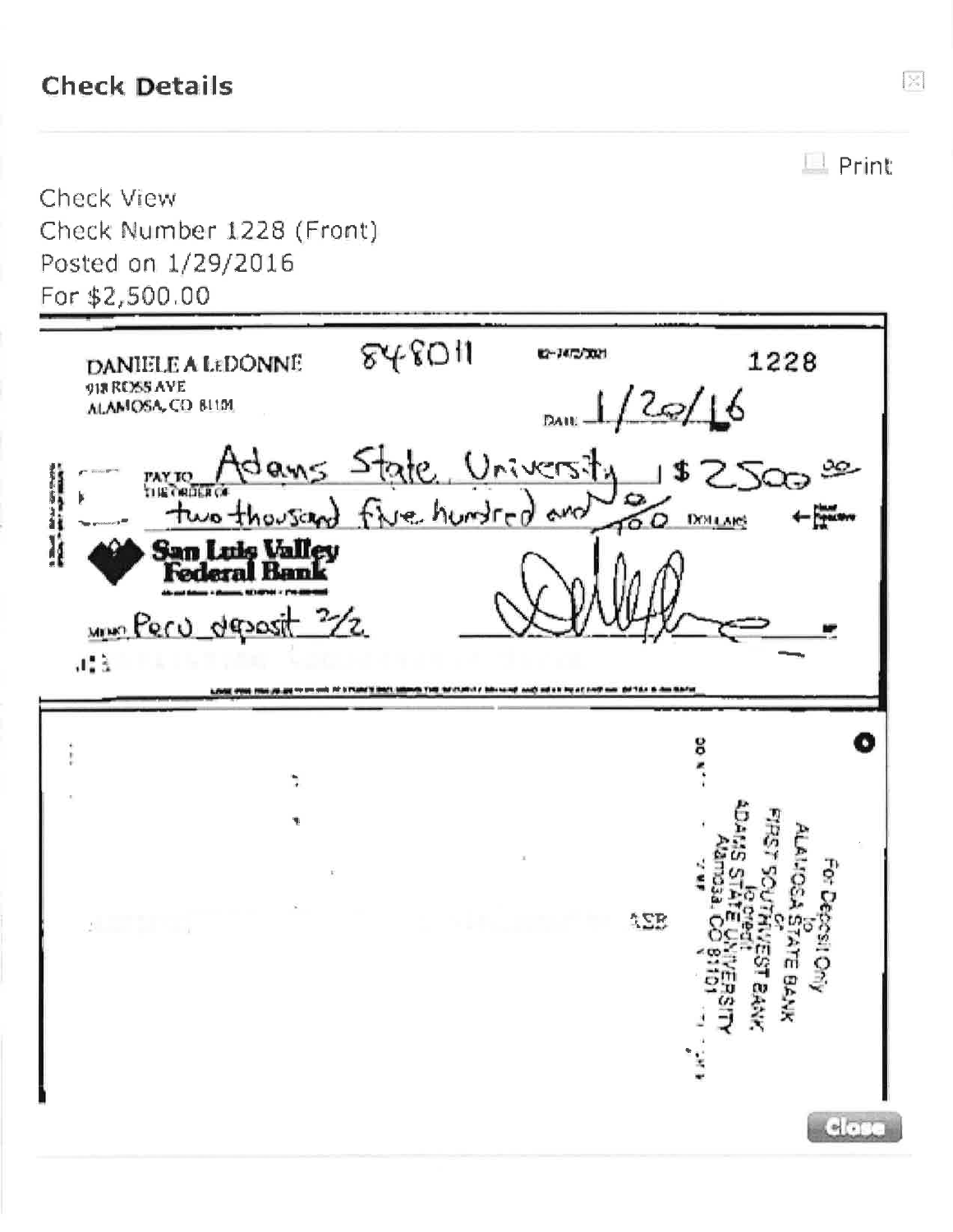## Check Details

Print

Check View
Check Number 1228 (Front)
Posted on 1/29/2016
For $2,500.00

DANIELE A LEDONNE
918 ROSS AVE
ALAMOSA, CO 81101

848011

1228

DATE 1/20/16

PAY TO THE ORDER OF Adams State University $ 2500 00/100

two thousand five hundred and 00/100 DOLLARS

San Luis Valley Federal Bank

MEMO Peru deposit 2/2

For Deposit Only
to
ALAMOSA STATE BANK
or
FIRST SOUTHWEST BANK
to credit
ADAMS STATE UNIVERSITY
Alamosa, CO 81101

ASB

Close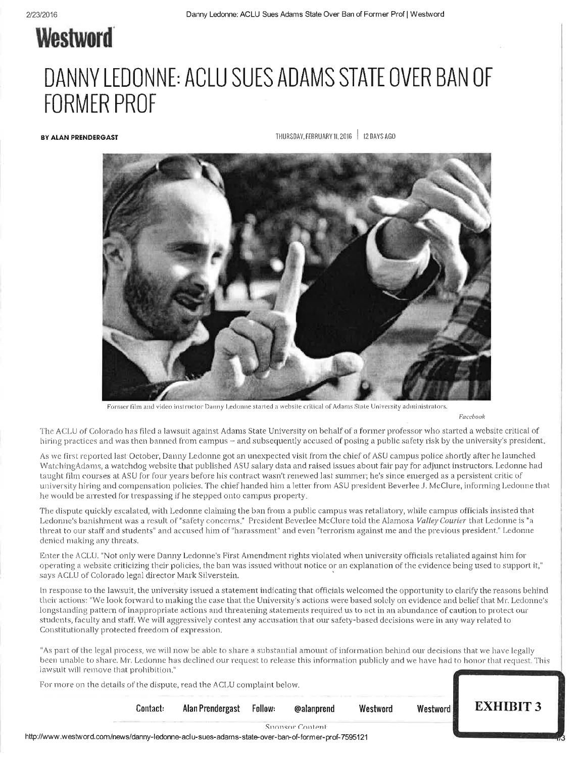# Westword

# DANNY LEDONNE: ACLU SUES ADAMS STATE OVER BAN OF FORMER PROF

**BY ALAN PRENDERGAST**

THURSDAY, FEBRUARY 11, 2016 | 12 DAYS AGO

Former film and video instructor Danny Ledonne started a website critical of Adams State University administrators.

*Facebook*

The ACLU of Colorado has filed a lawsuit against Adams State University on behalf of a former professor who started a website critical of hiring practices and was then banned from campus — and subsequently accused of posing a public safety risk by the university's president.

As we first reported last October, Danny Ledonne got an unexpected visit from the chief of ASU campus police shortly after he launched WatchingAdams, a watchdog website that published ASU salary data and raised issues about fair pay for adjunct instructors. Ledonne had taught film courses at ASU for four years before his contract wasn't renewed last summer; he's since emerged as a persistent critic of university hiring and compensation policies. The chief handed him a letter from ASU president Beverlee J. McClure, informing Ledonne that he would be arrested for trespassing if he stepped onto campus property.

The dispute quickly escalated, with Ledonne claiming the ban from a public campus was retaliatory, while campus officials insisted that Ledonne's banishment was a result of "safety concerns." President Beverlee McClure told the Alamosa *Valley Courier* that Ledonne is "a threat to our staff and students" and accused him of "harassment" and even "terrorism against me and the previous president." Ledonne denied making any threats.

Enter the ACLU. "Not only were Danny Ledonne's First Amendment rights violated when university officials retaliated against him for operating a website criticizing their policies, the ban was issued without notice or an explanation of the evidence being used to support it," says ACLU of Colorado legal director Mark Silverstein.

In response to the lawsuit, the university issued a statement indicating that officials welcomed the opportunity to clarify the reasons behind their actions: "We look forward to making the case that the University's actions were based solely on evidence and belief that Mr. Ledonne's longstanding pattern of inappropriate actions and threatening statements required us to act in an abundance of caution to protect our students, faculty and staff. We will aggressively contest any accusation that our safety-based decisions were in any way related to Constitutionally protected freedom of expression.

"As part of the legal process, we will now be able to share a substantial amount of information behind our decisions that we have legally been unable to share. Mr. Ledonne has declined our request to release this information publicly and we have had to honor that request. This lawsuit will remove that prohibition."

For more on the details of the dispute, read the ACLU complaint below.

Contact: Alan Prendergast Follow: @alanprend Westword Westword

**EXHIBIT 3**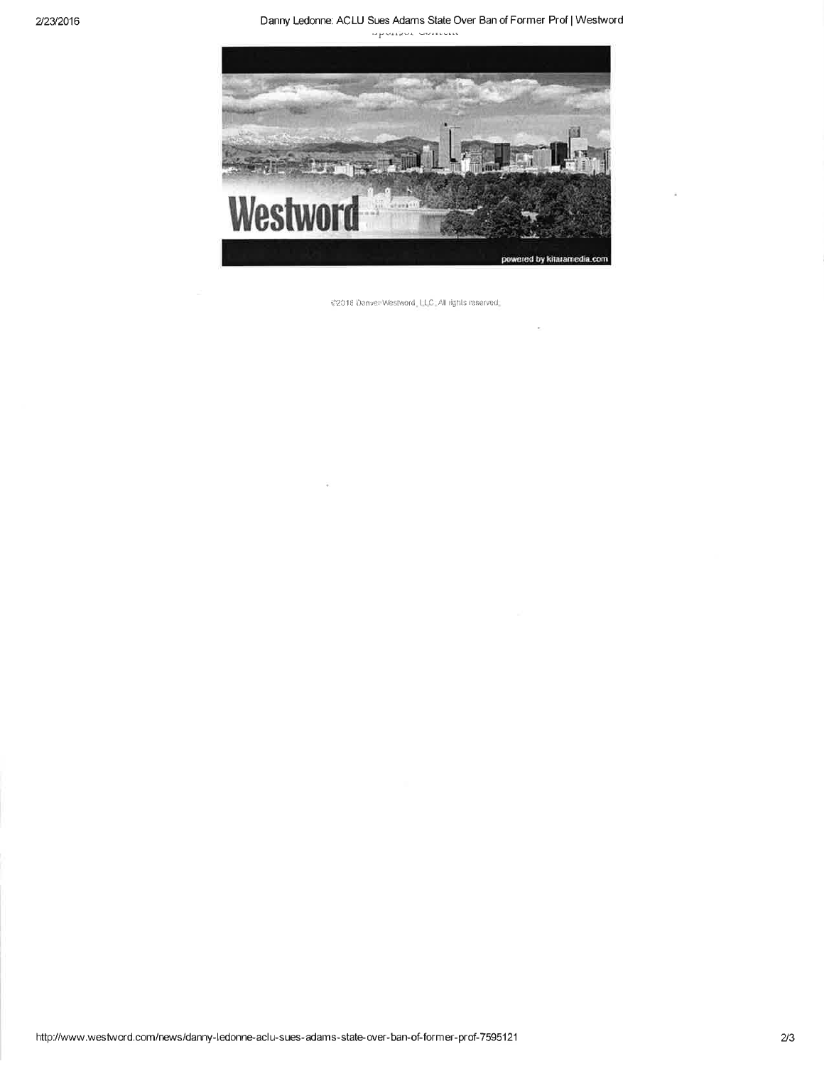©2016 Denver Westword, LLC. All rights reserved.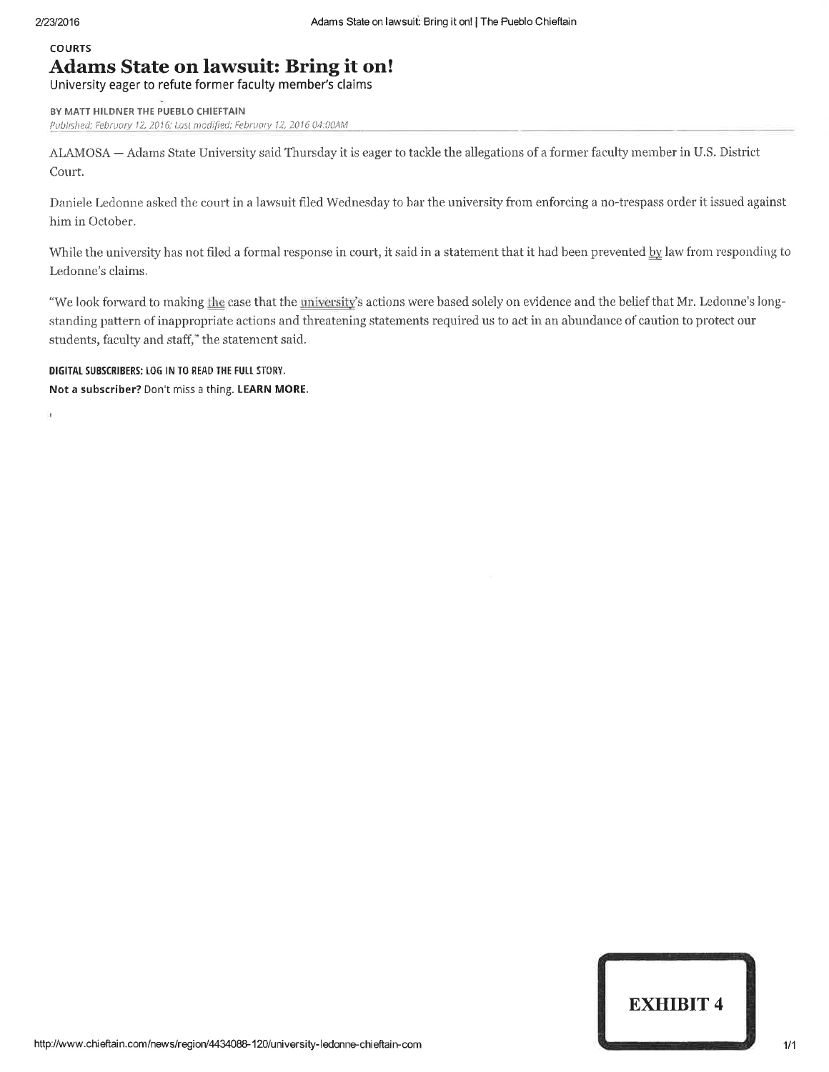COURTS

# Adams State on lawsuit: Bring it on!

University eager to refute former faculty member's claims

BY MATT HILDNER THE PUEBLO CHIEFTAIN

*Published: February 12, 2016; Last modified: February 12, 2016 04:00AM*

ALAMOSA — Adams State University said Thursday it is eager to tackle the allegations of a former faculty member in U.S. District Court.

Daniele Ledonne asked the court in a lawsuit filed Wednesday to bar the university from enforcing a no-trespass order it issued against him in October.

While the university has not filed a formal response in court, it said in a statement that it had been prevented by law from responding to Ledonne's claims.

"We look forward to making the case that the university's actions were based solely on evidence and the belief that Mr. Ledonne's long-standing pattern of inappropriate actions and threatening statements required us to act in an abundance of caution to protect our students, faculty and staff," the statement said.

**DIGITAL SUBSCRIBERS: LOG IN TO READ THE FULL STORY.**

**Not a subscriber?** Don't miss a thing. **LEARN MORE.**

**EXHIBIT 4**